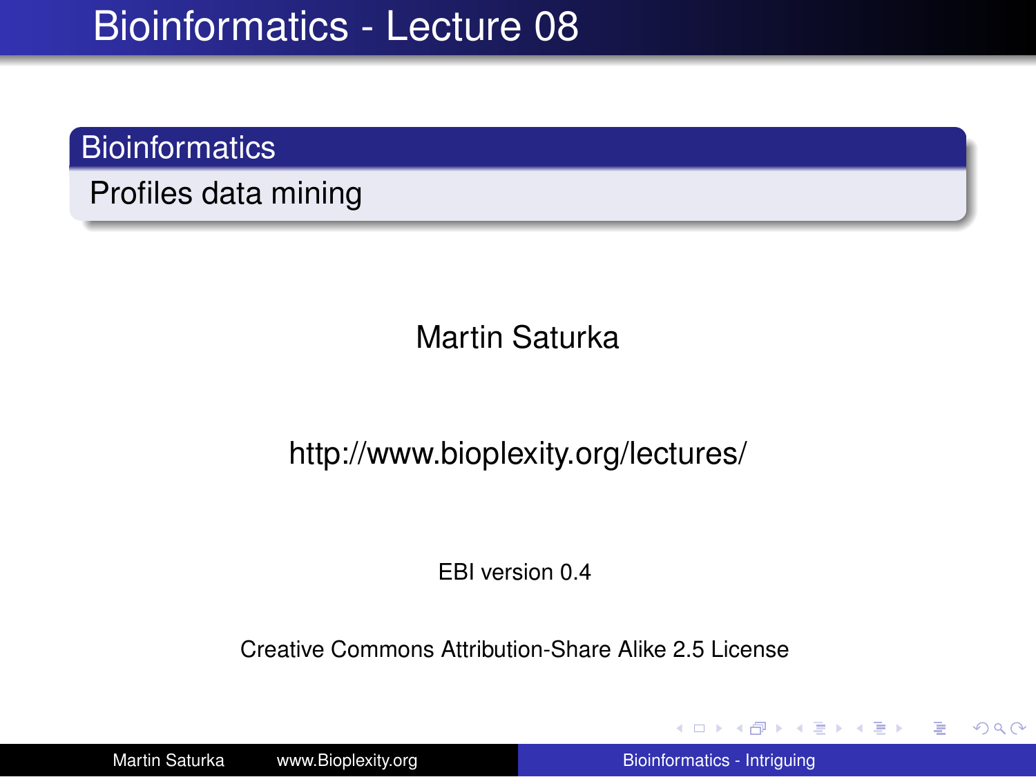# Bioinformatics - Lecture 08

## Bioinformatics

Profiles data mining

Martin Saturka

http://www.bioplexity.org/lectures/

EBI version 0.4

Creative Commons Attribution-Share Alike 2.5 License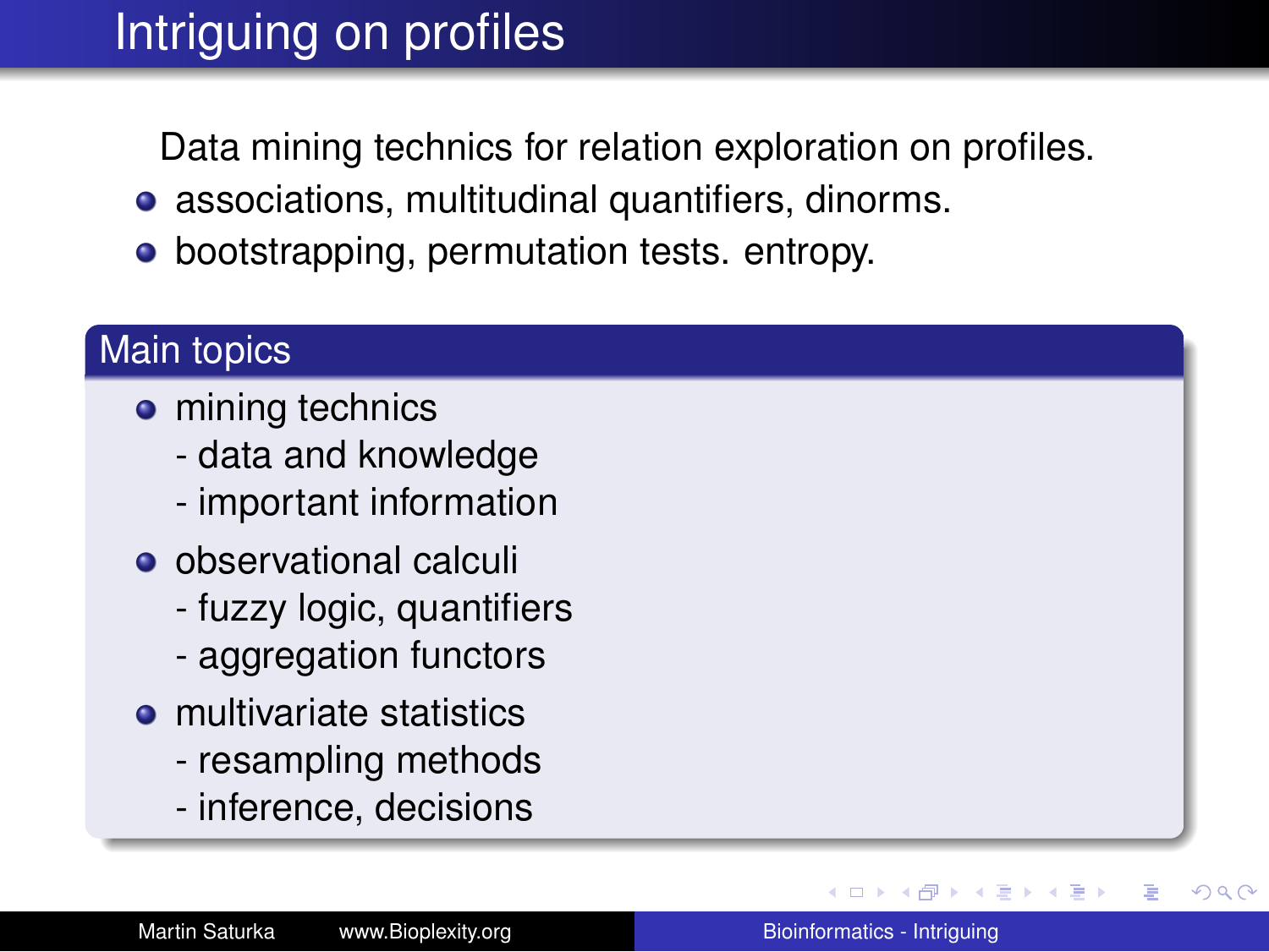# Intriguing on profiles

Data mining technics for relation exploration on profiles.

- associations, multitudinal quantifiers, dinorms.
- bootstrapping, permutation tests. entropy.

## Main topics

- mining technics
  - data and knowledge
  - important information
- observational calculi
  - fuzzy logic, quantifiers
  - aggregation functors
- multivariate statistics
  - resampling methods
  - inference, decisions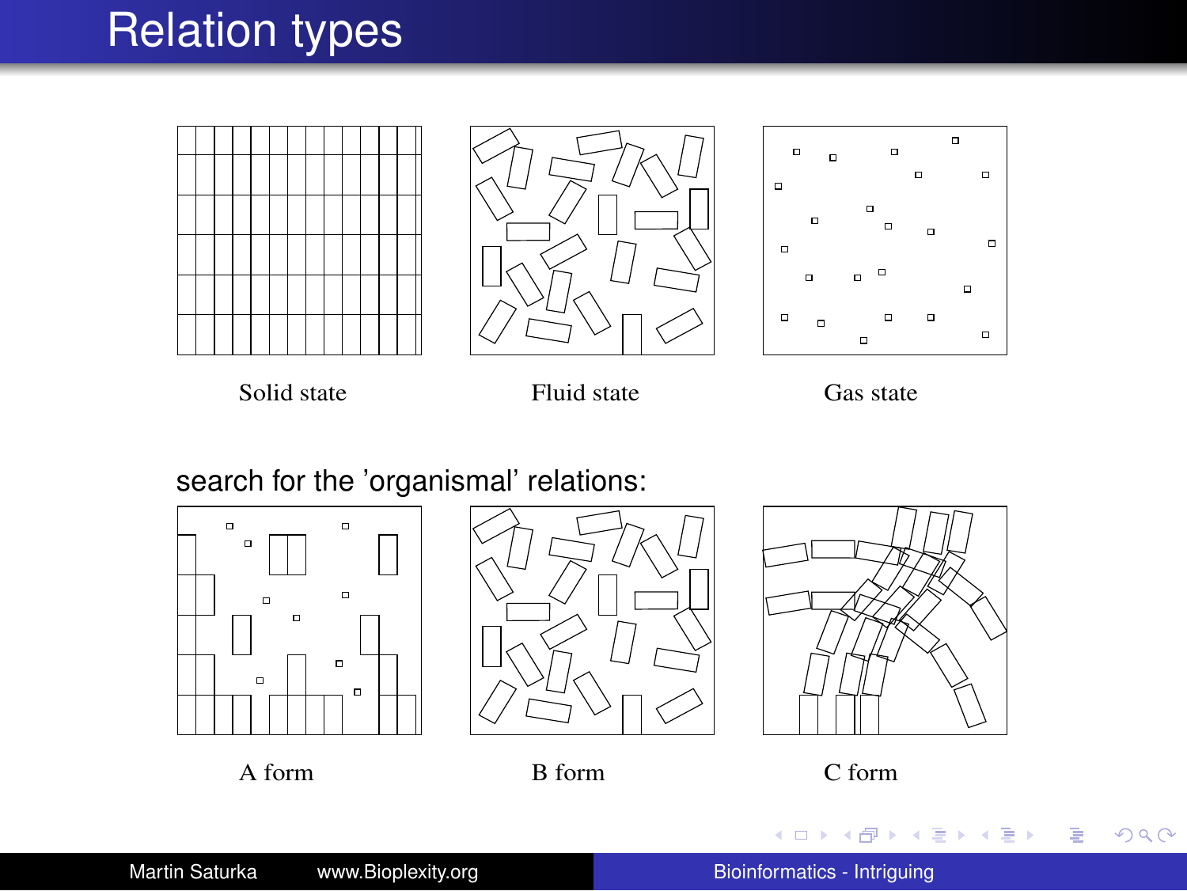# Relation types

Solid state

Fluid state

Gas state

search for the 'organismal' relations:

A form

B form

C form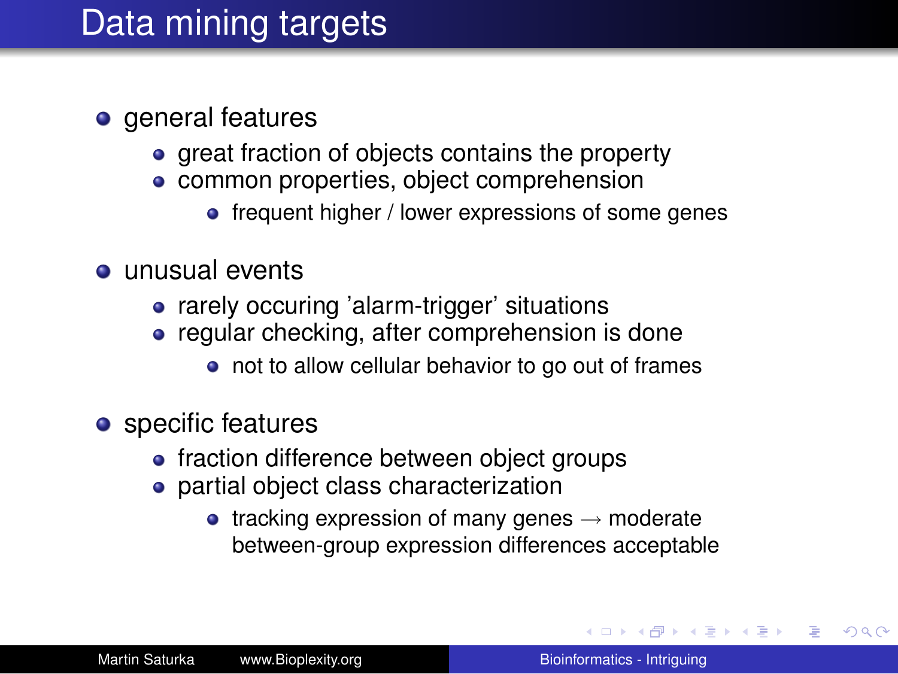# Data mining targets

- general features
  - great fraction of objects contains the property
  - common properties, object comprehension
    - frequent higher / lower expressions of some genes
- unusual events
  - rarely occuring 'alarm-trigger' situations
  - regular checking, after comprehension is done
    - not to allow cellular behavior to go out of frames
- specific features
  - fraction difference between object groups
  - partial object class characterization
    - tracking expression of many genes $\longrightarrow$ moderate between-group expression differences acceptable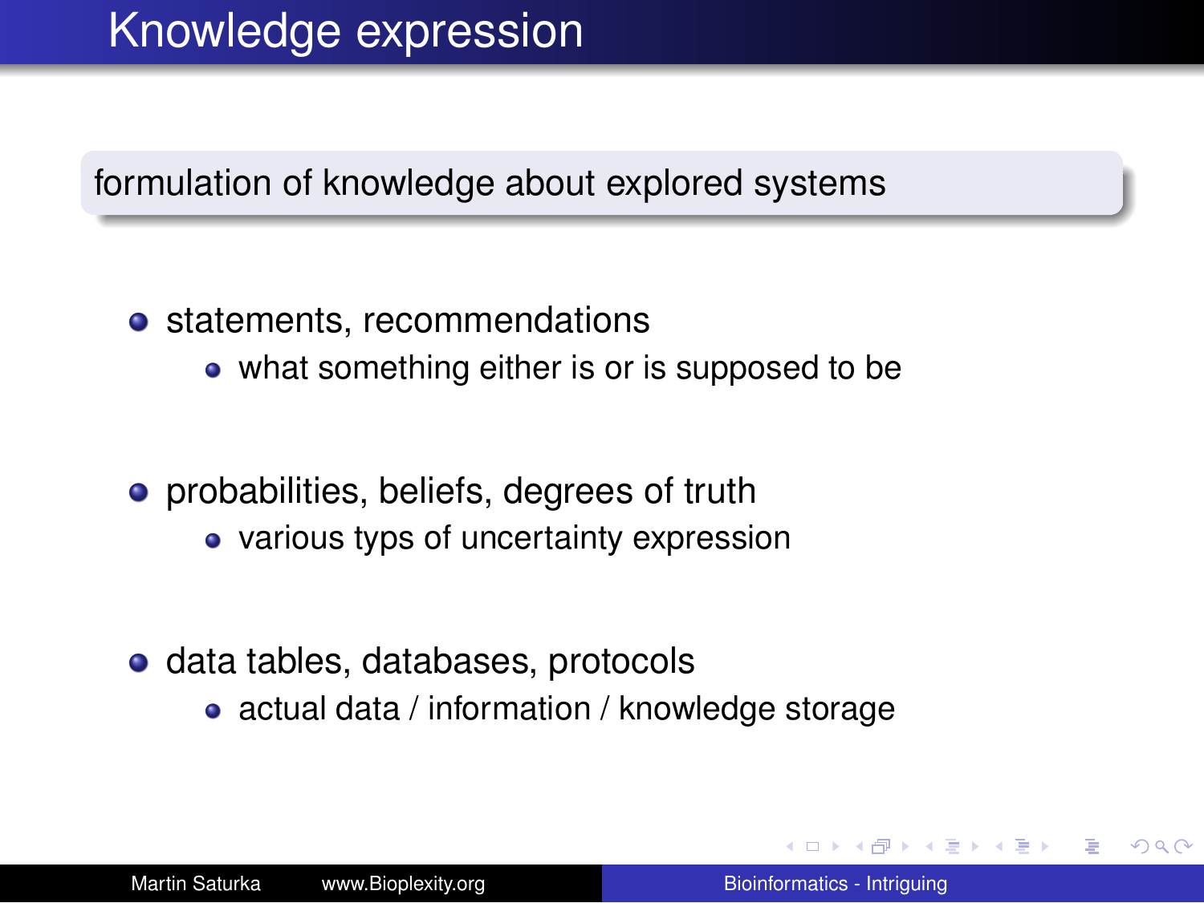# Knowledge expression

formulation of knowledge about explored systems

- statements, recommendations
  - what something either is or is supposed to be
- probabilities, beliefs, degrees of truth
  - various typs of uncertainty expression
- data tables, databases, protocols
  - actual data / information / knowledge storage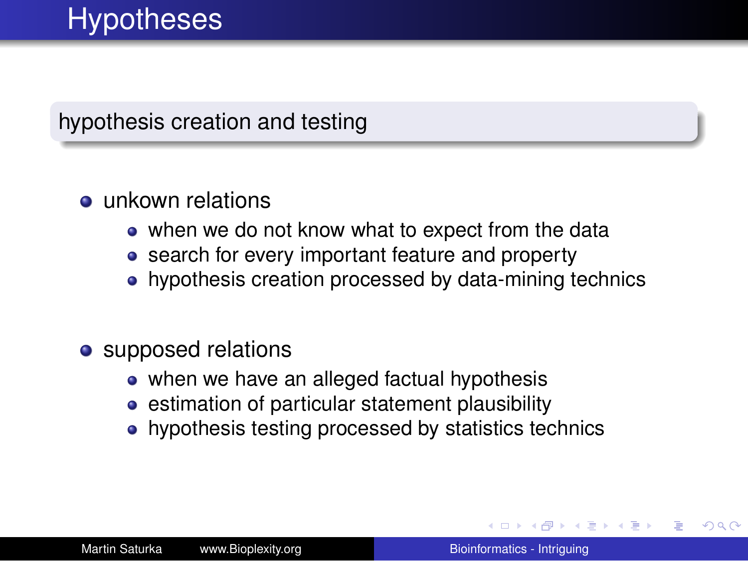# Hypotheses

## hypothesis creation and testing

- unkown relations
  - when we do not know what to expect from the data
  - search for every important feature and property
  - hypothesis creation processed by data-mining technics
- supposed relations
  - when we have an alleged factual hypothesis
  - estimation of particular statement plausibility
  - hypothesis testing processed by statistics technics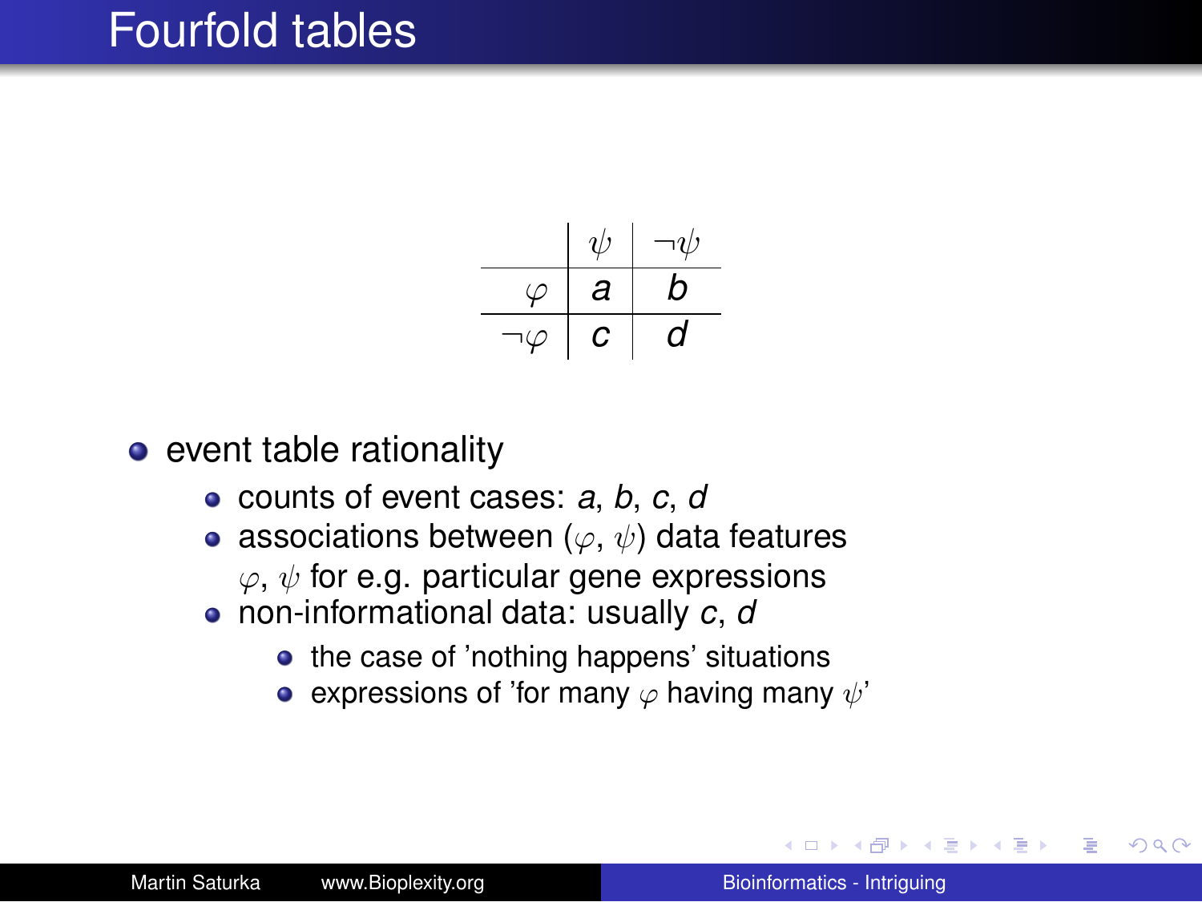# Fourfold tables

| | $\psi$ | $\neg\psi$ |
|---|---|---|
| $\varphi$ | *a* | *b* |
| $\neg\varphi$ | *c* | *d* |

- event table rationality
  - counts of event cases: *a*, *b*, *c*, *d*
  - associations between ($\varphi$, $\psi$) data features $\varphi$, $\psi$ for e.g. particular gene expressions
  - non-informational data: usually *c*, *d*
    - the case of 'nothing happens' situations
    - expressions of 'for many $\varphi$ having many $\psi$'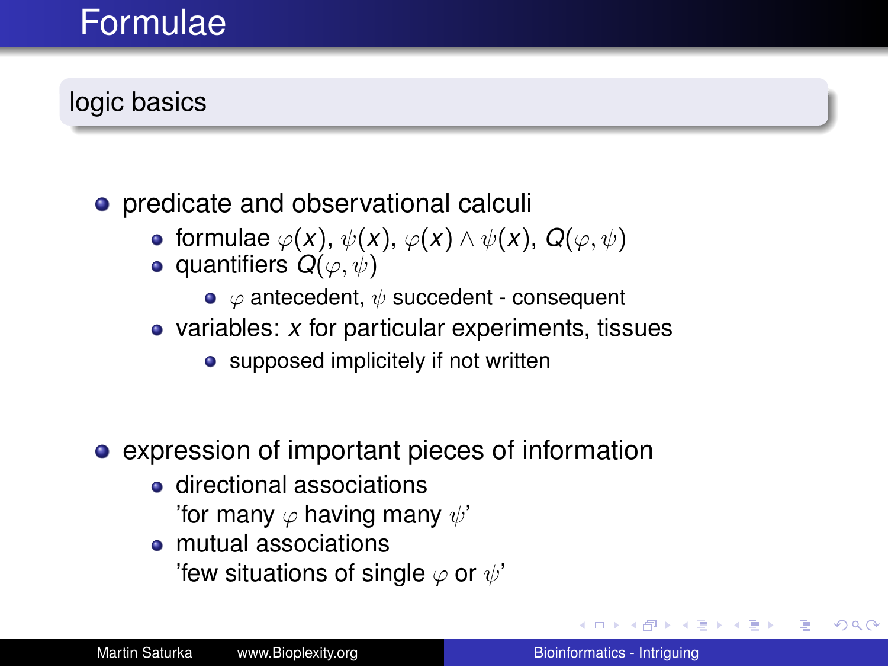# Formulae

## logic basics

- predicate and observational calculi
  - formulae $\varphi(x)$, $\psi(x)$, $\varphi(x) \wedge \psi(x)$, $Q(\varphi, \psi)$
  - quantifiers $Q(\varphi, \psi)$
    - $\varphi$ antecedent, $\psi$ succedent - consequent
  - variables: $x$ for particular experiments, tissues
    - supposed implicitely if not written

- expression of important pieces of information
  - directional associations
    'for many $\varphi$ having many $\psi$'
  - mutual associations
    'few situations of single $\varphi$ or $\psi$'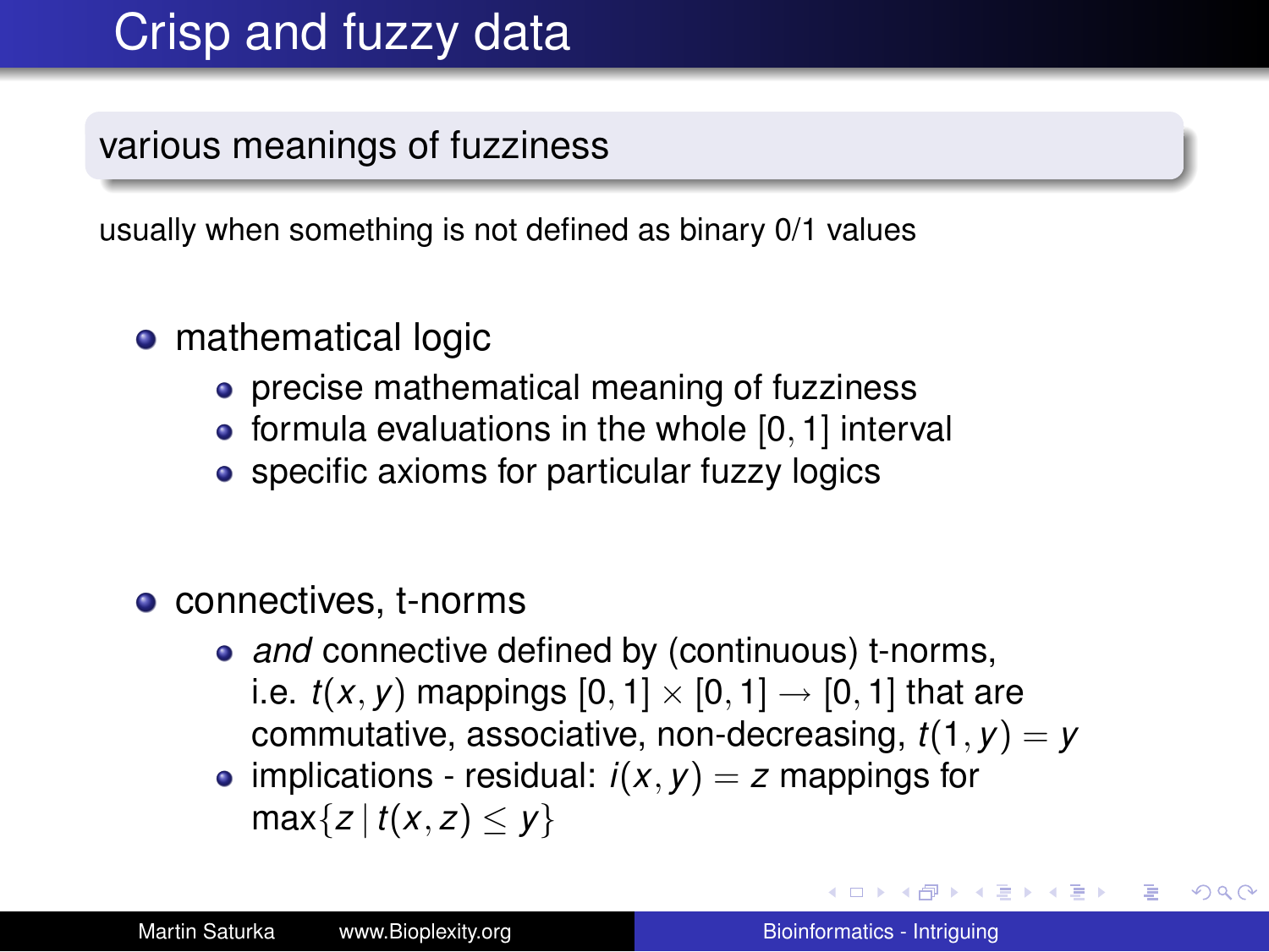# Crisp and fuzzy data

## various meanings of fuzziness

usually when something is not defined as binary 0/1 values

- mathematical logic
  - precise mathematical meaning of fuzziness
  - formula evaluations in the whole $[0, 1]$ interval
  - specific axioms for particular fuzzy logics

- connectives, t-norms
  - *and* connective defined by (continuous) t-norms, i.e. $t(x, y)$ mappings $[0, 1] \times [0, 1] \rightarrow [0, 1]$ that are commutative, associative, non-decreasing, $t(1, y) = y$
  - implications - residual: $i(x, y) = z$ mappings for $\max\{z \mid t(x, z) \leq y\}$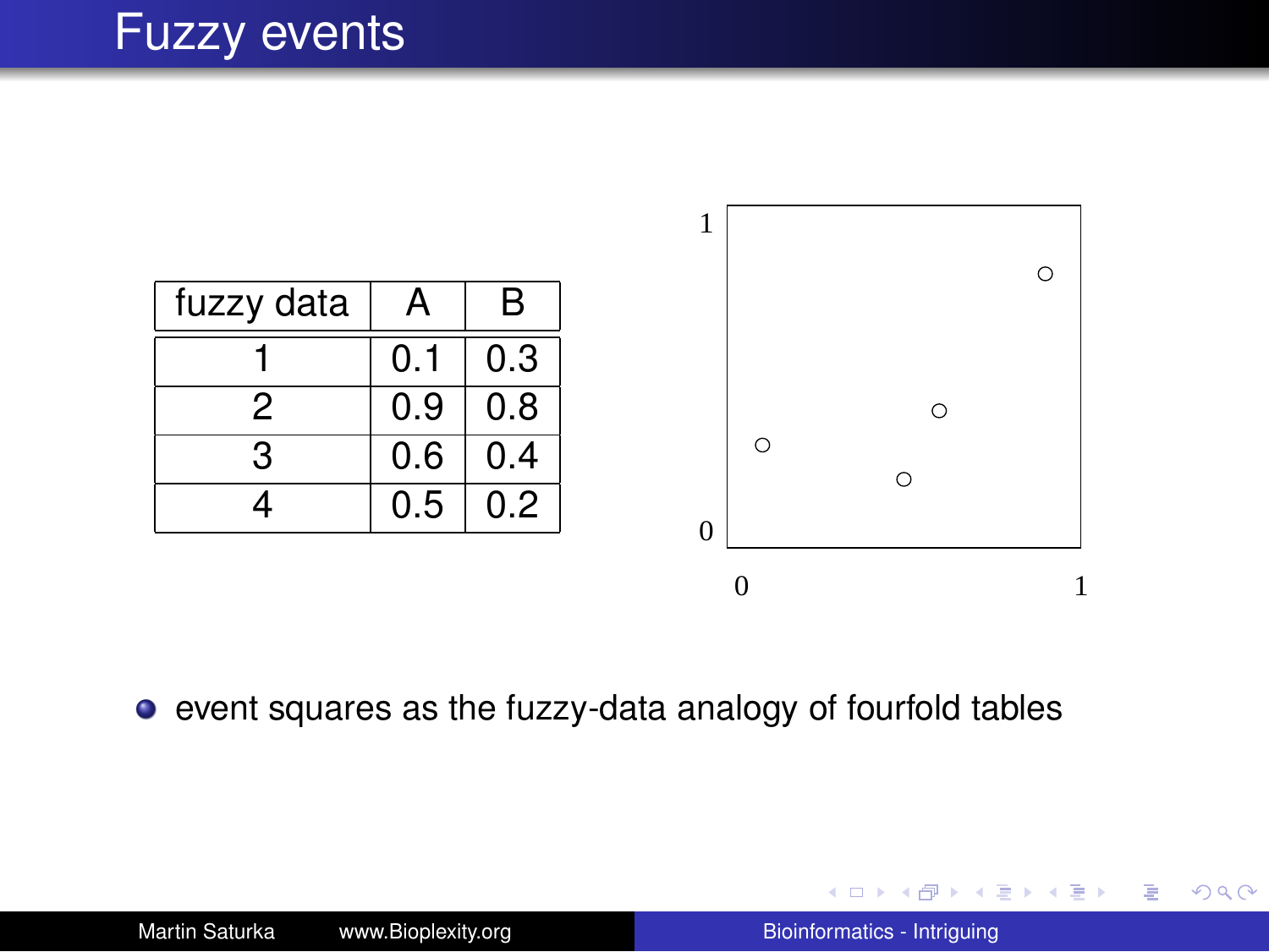# Fuzzy events

| fuzzy data | A | B |
|---|---|---|
| 1 | 0.1 | 0.3 |
| 2 | 0.9 | 0.8 |
| 3 | 0.6 | 0.4 |
| 4 | 0.5 | 0.2 |

- event squares as the fuzzy-data analogy of fourfold tables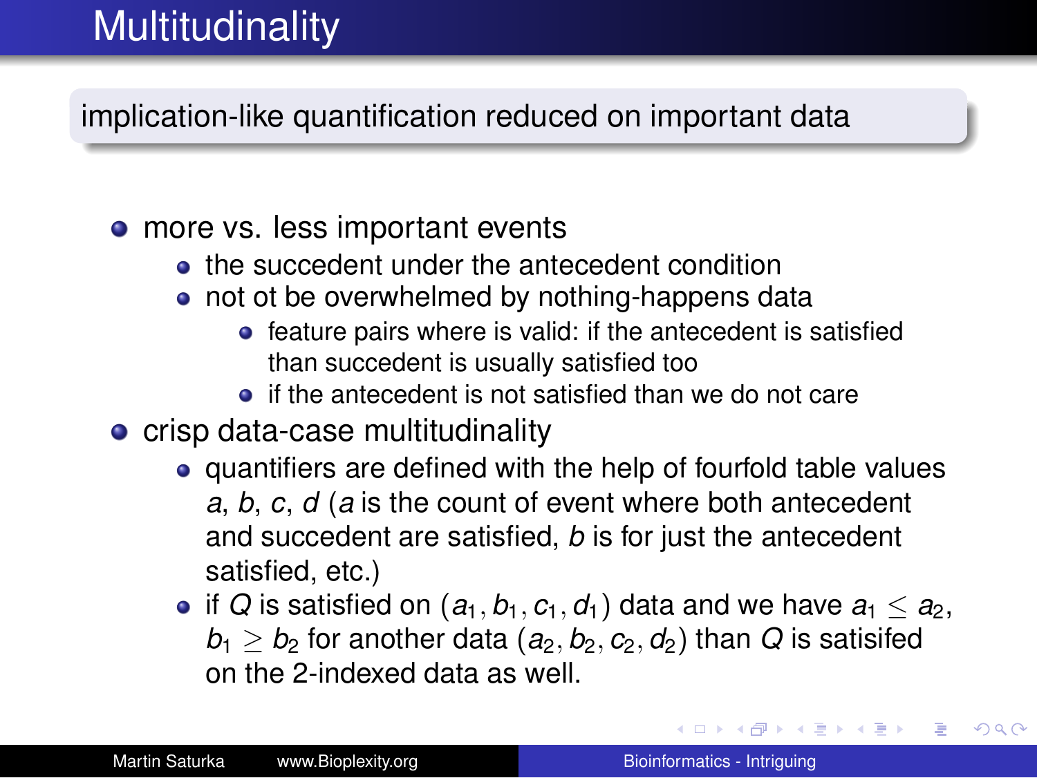# Multitudinality

implication-like quantification reduced on important data

- more vs. less important events
  - the succedent under the antecedent condition
  - not ot be overwhelmed by nothing-happens data
    - feature pairs where is valid: if the antecedent is satisfied than succedent is usually satisfied too
    - if the antecedent is not satisfied than we do not care
- crisp data-case multitudinality
  - quantifiers are defined with the help of fourfold table values $a$, $b$, $c$, $d$ ($a$ is the count of event where both antecedent and succedent are satisfied, $b$ is for just the antecedent satisfied, etc.)
  - if $Q$ is satisfied on $(a_1, b_1, c_1, d_1)$ data and we have $a_1 \leq a_2$, $b_1 \geq b_2$ for another data $(a_2, b_2, c_2, d_2)$ than $Q$ is satisifed on the 2-indexed data as well.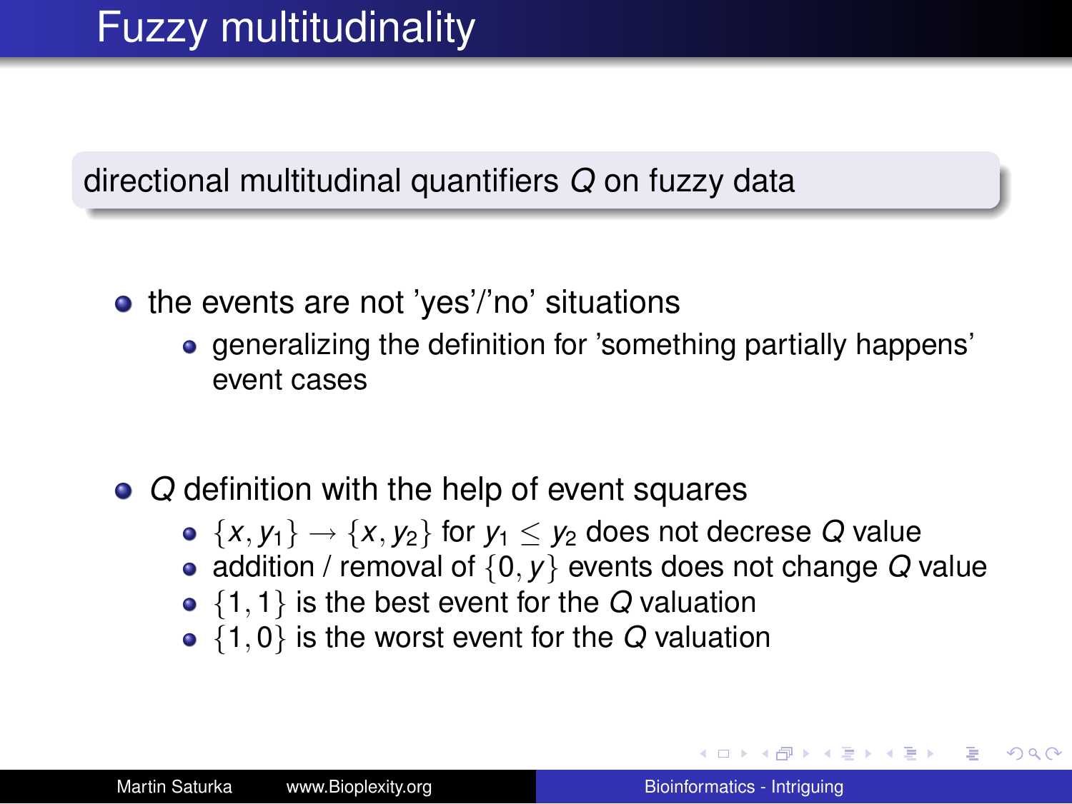# Fuzzy multitudinality

directional multitudinal quantifiers $Q$ on fuzzy data

- the events are not 'yes'/'no' situations
  - generalizing the definition for 'something partially happens' event cases

- $Q$ definition with the help of event squares
  - $\{x, y_1\} \rightarrow \{x, y_2\}$ for $y_1 \leq y_2$ does not decrease $Q$ value
  - addition / removal of $\{0, y\}$ events does not change $Q$ value
  - $\{1, 1\}$ is the best event for the $Q$ valuation
  - $\{1, 0\}$ is the worst event for the $Q$ valuation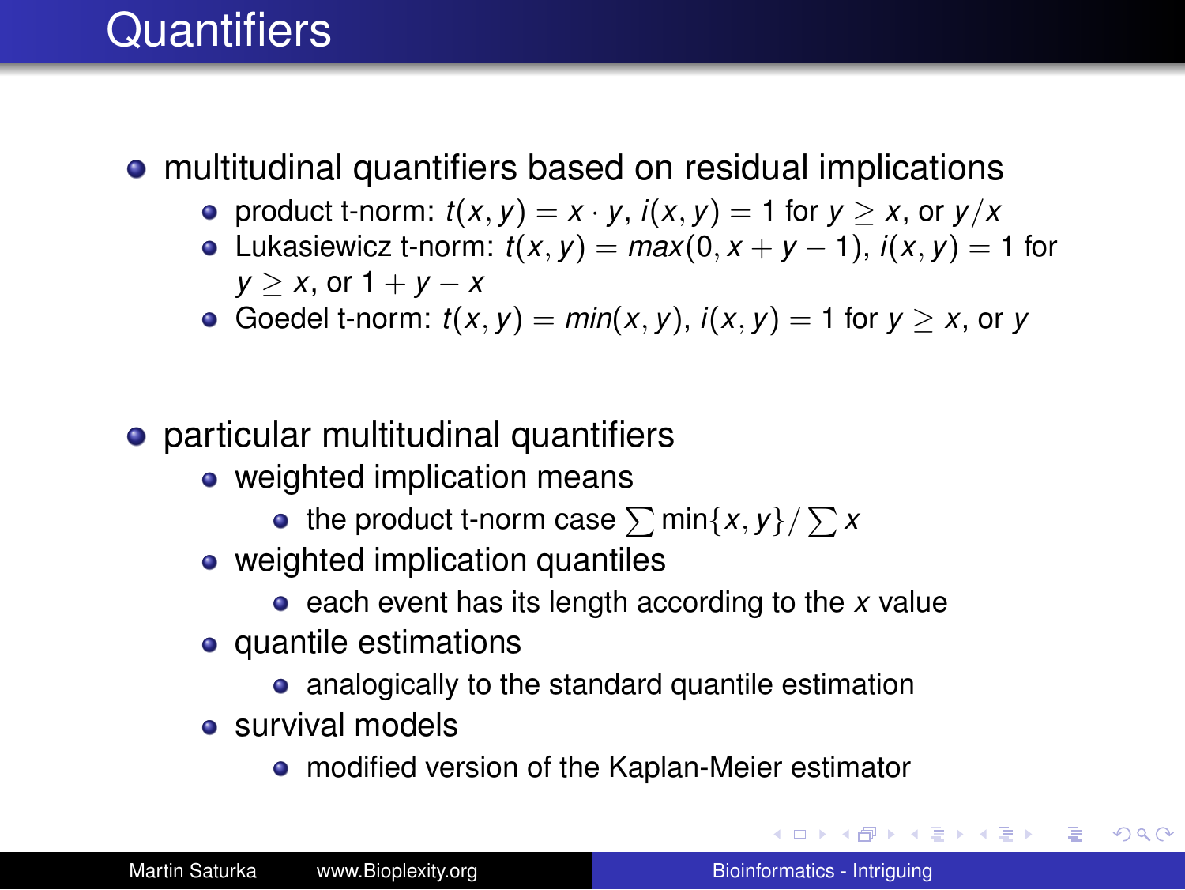# Quantifiers

- multitudinal quantifiers based on residual implications
  - product t-norm: $t(x, y) = x \cdot y$, $i(x, y) = 1$ for $y \geq x$, or $y/x$
  - Lukasiewicz t-norm: $t(x, y) = max(0, x + y - 1)$, $i(x, y) = 1$ for $y \geq x$, or $1 + y - x$
  - Goedel t-norm: $t(x, y) = min(x, y)$, $i(x, y) = 1$ for $y \geq x$, or $y$

- particular multitudinal quantifiers
  - weighted implication means
    - the product t-norm case $\sum \min\{x, y\} / \sum x$
  - weighted implication quantiles
    - each event has its length according to the $x$ value
  - quantile estimations
    - analogically to the standard quantile estimation
  - survival models
    - modified version of the Kaplan-Meier estimator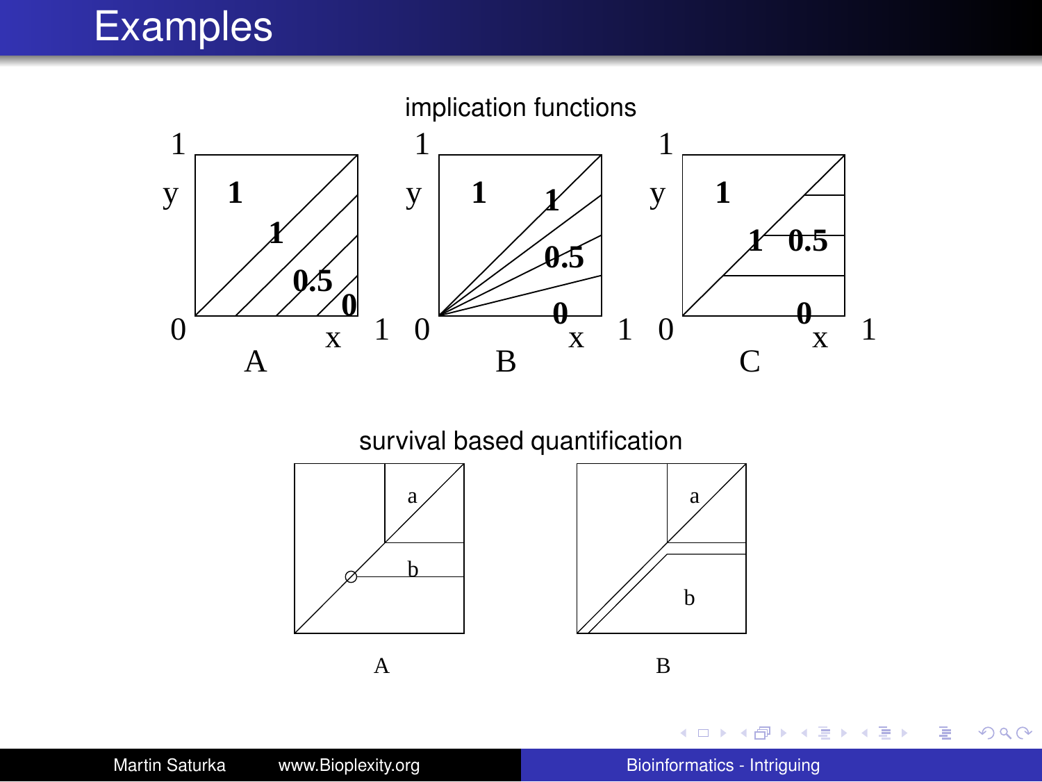# Examples

implication functions

| | | |
|---|---|---|
| A | B | C |

survival based quantification

| | |
|---|---|
| A | B |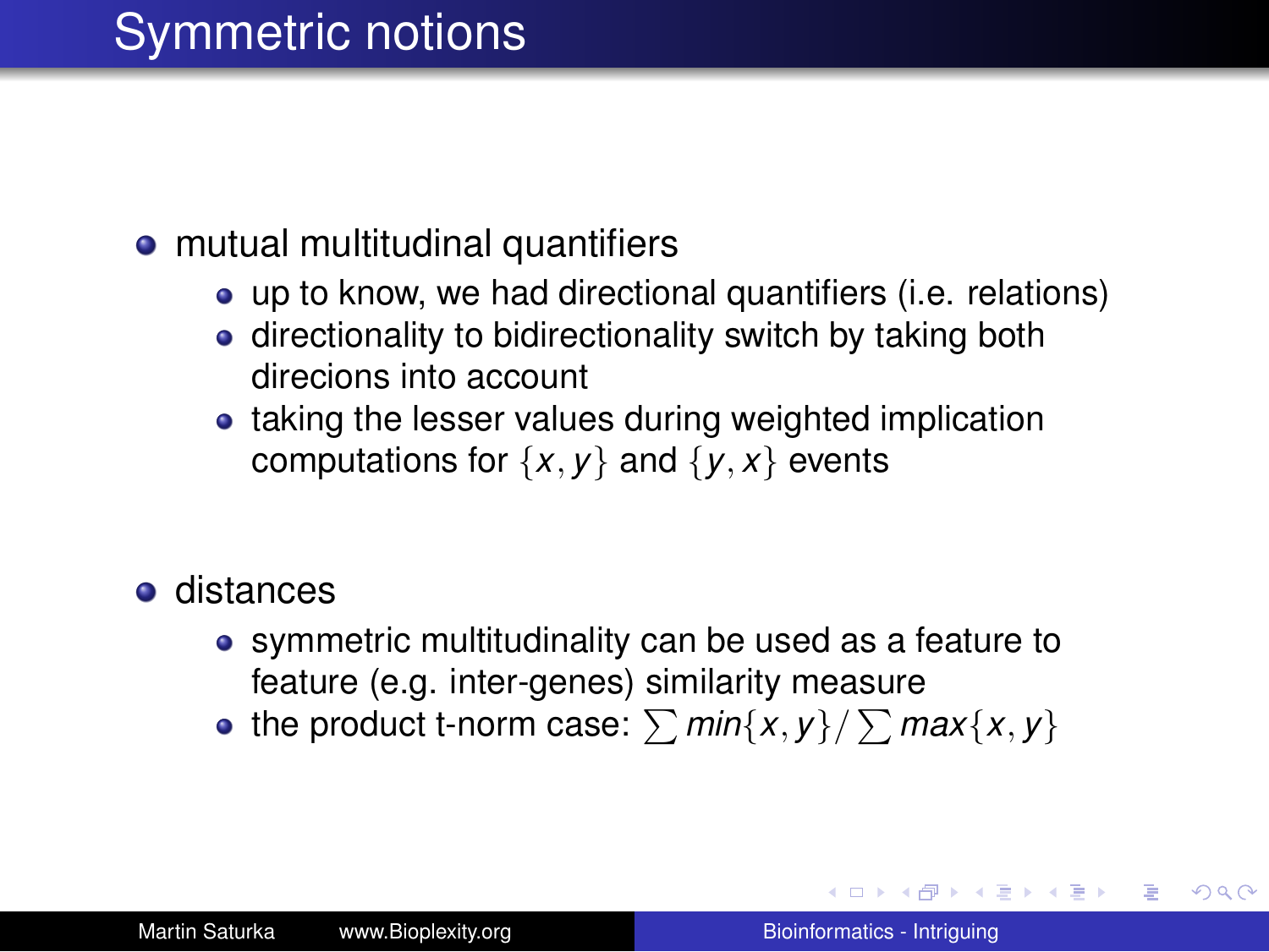# Symmetric notions

- mutual multitudinal quantifiers
  - up to know, we had directional quantifiers (i.e. relations)
  - directionality to bidirectionality switch by taking both direcions into account
  - taking the lesser values during weighted implication computations for $\{x, y\}$ and $\{y, x\}$ events

- distances
  - symmetric multitudinality can be used as a feature to feature (e.g. inter-genes) similarity measure
  - the product t-norm case: $\sum min\{x, y\} / \sum max\{x, y\}$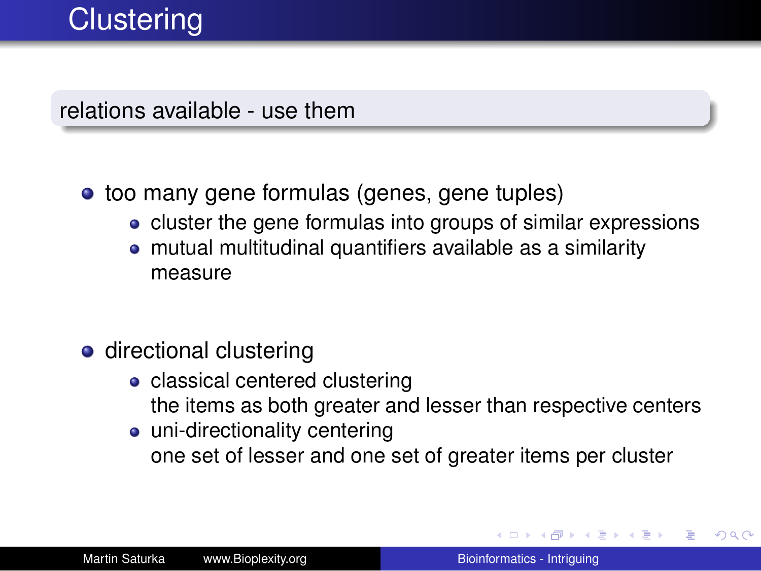# Clustering

**relations available - use them**

- too many gene formulas (genes, gene tuples)
  - cluster the gene formulas into groups of similar expressions
  - mutual multitudinal quantifiers available as a similarity measure

- directional clustering
  - classical centered clustering
    the items as both greater and lesser than respective centers
  - uni-directionality centering
    one set of lesser and one set of greater items per cluster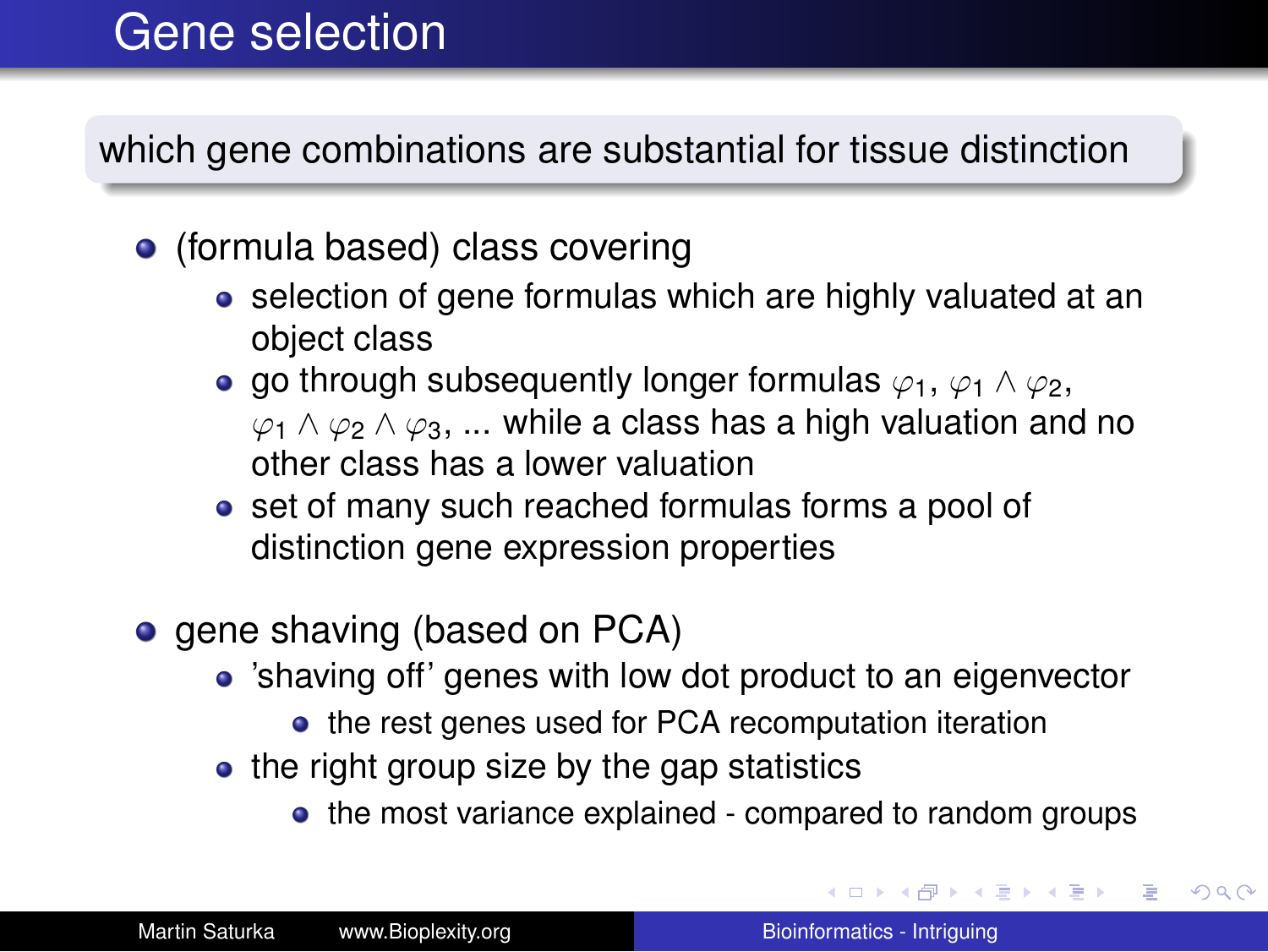# Gene selection

which gene combinations are substantial for tissue distinction

- (formula based) class covering
  - selection of gene formulas which are highly valuated at an object class
  - go through subsequently longer formulas $\varphi_1$, $\varphi_1 \wedge \varphi_2$, $\varphi_1 \wedge \varphi_2 \wedge \varphi_3$, ... while a class has a high valuation and no other class has a lower valuation
  - set of many such reached formulas forms a pool of distinction gene expression properties
- gene shaving (based on PCA)
  - 'shaving off' genes with low dot product to an eigenvector
    - the rest genes used for PCA recomputation iteration
  - the right group size by the gap statistics
    - the most variance explained - compared to random groups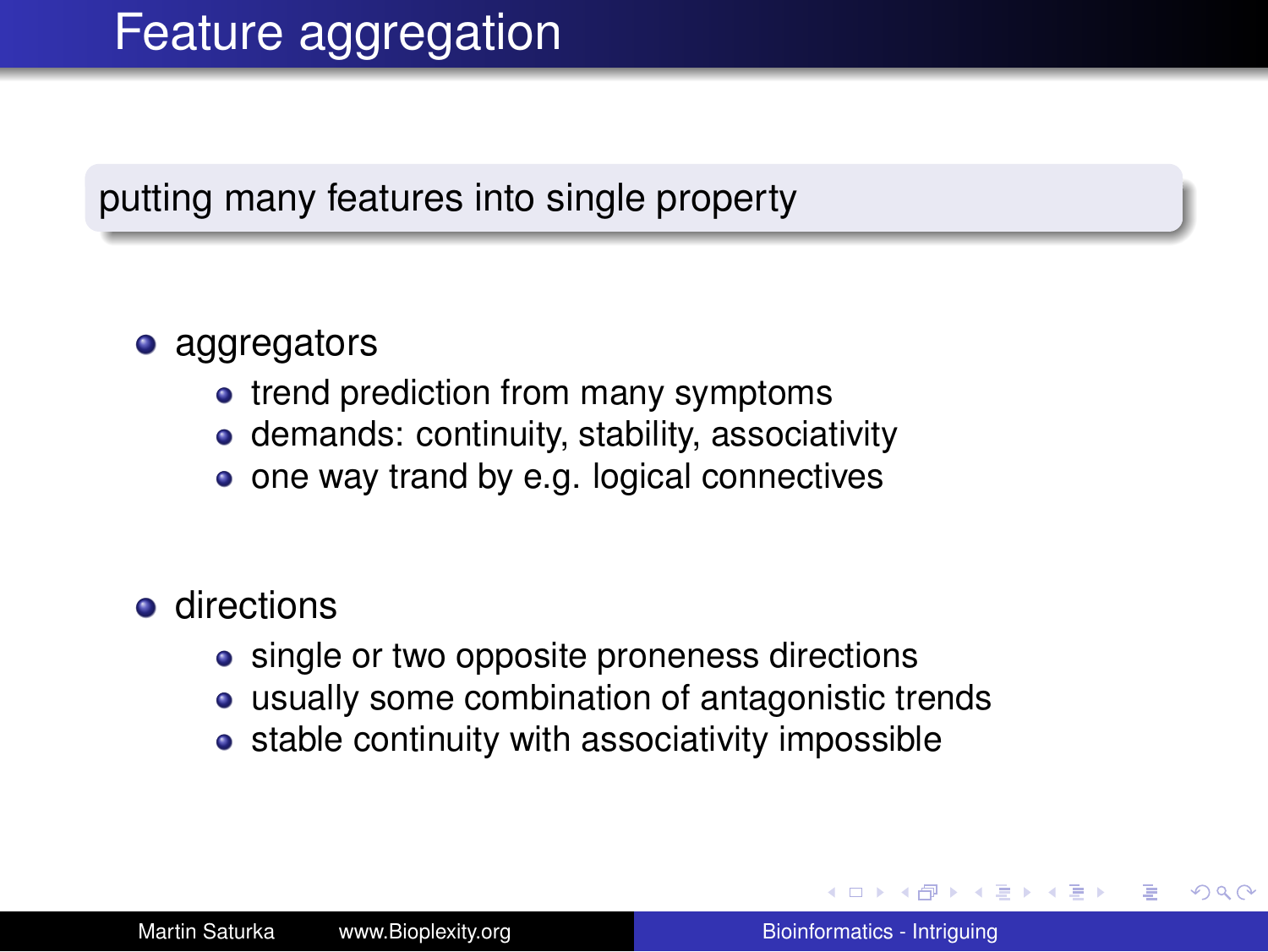# Feature aggregation

putting many features into single property

- aggregators
  - trend prediction from many symptoms
  - demands: continuity, stability, associativity
  - one way trand by e.g. logical connectives

- directions
  - single or two opposite proneness directions
  - usually some combination of antagonistic trends
  - stable continuity with associativity impossible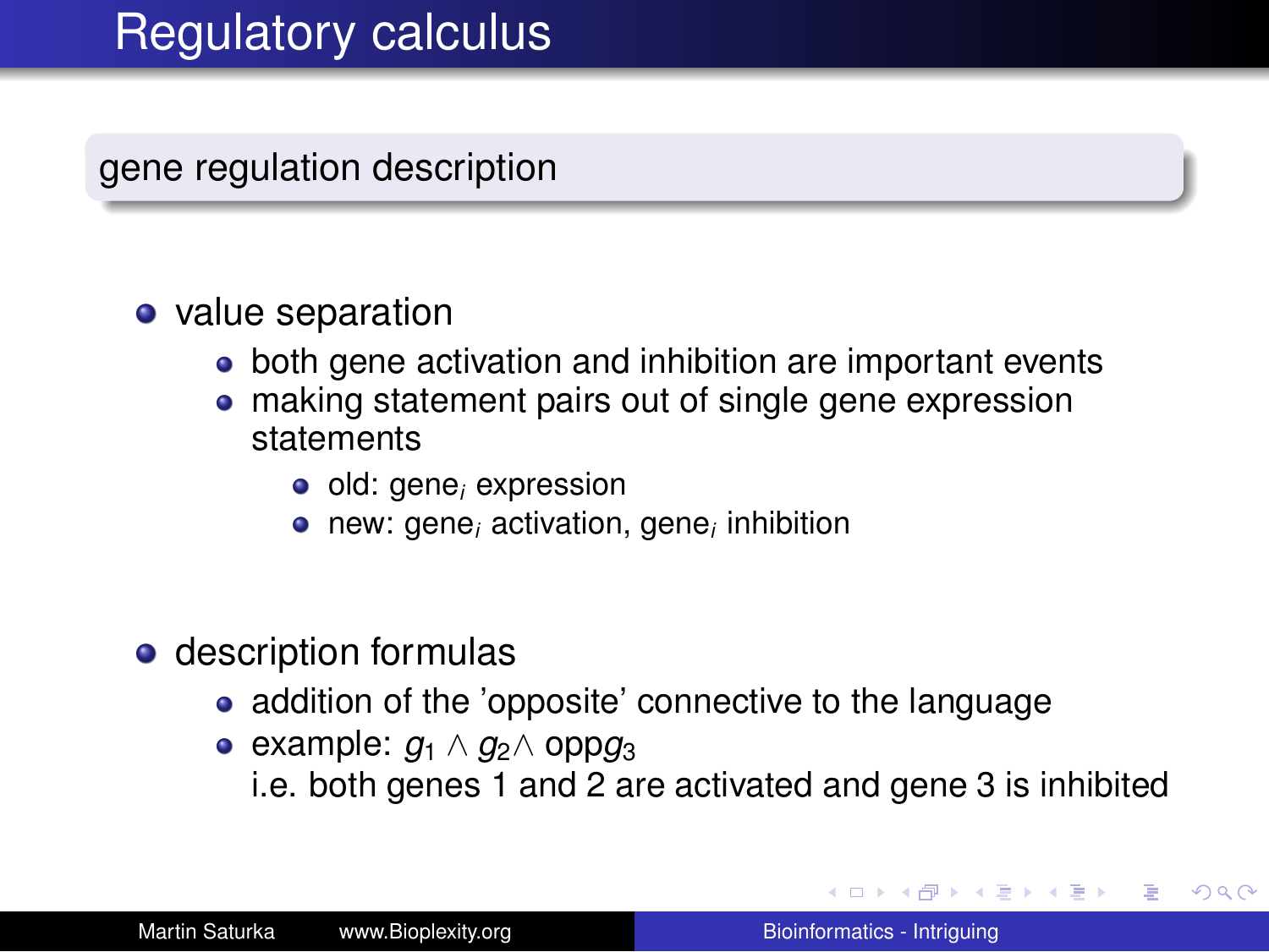# Regulatory calculus

## gene regulation description

- value separation
  - both gene activation and inhibition are important events
  - making statement pairs out of single gene expression statements
    - old: $\text{gene}_i$ expression
    - new: $\text{gene}_i$ activation, $\text{gene}_i$ inhibition

- description formulas
  - addition of the 'opposite' connective to the language
  - example: $g_1 \wedge g_2 \wedge \text{opp} g_3$
    i.e. both genes 1 and 2 are activated and gene 3 is inhibited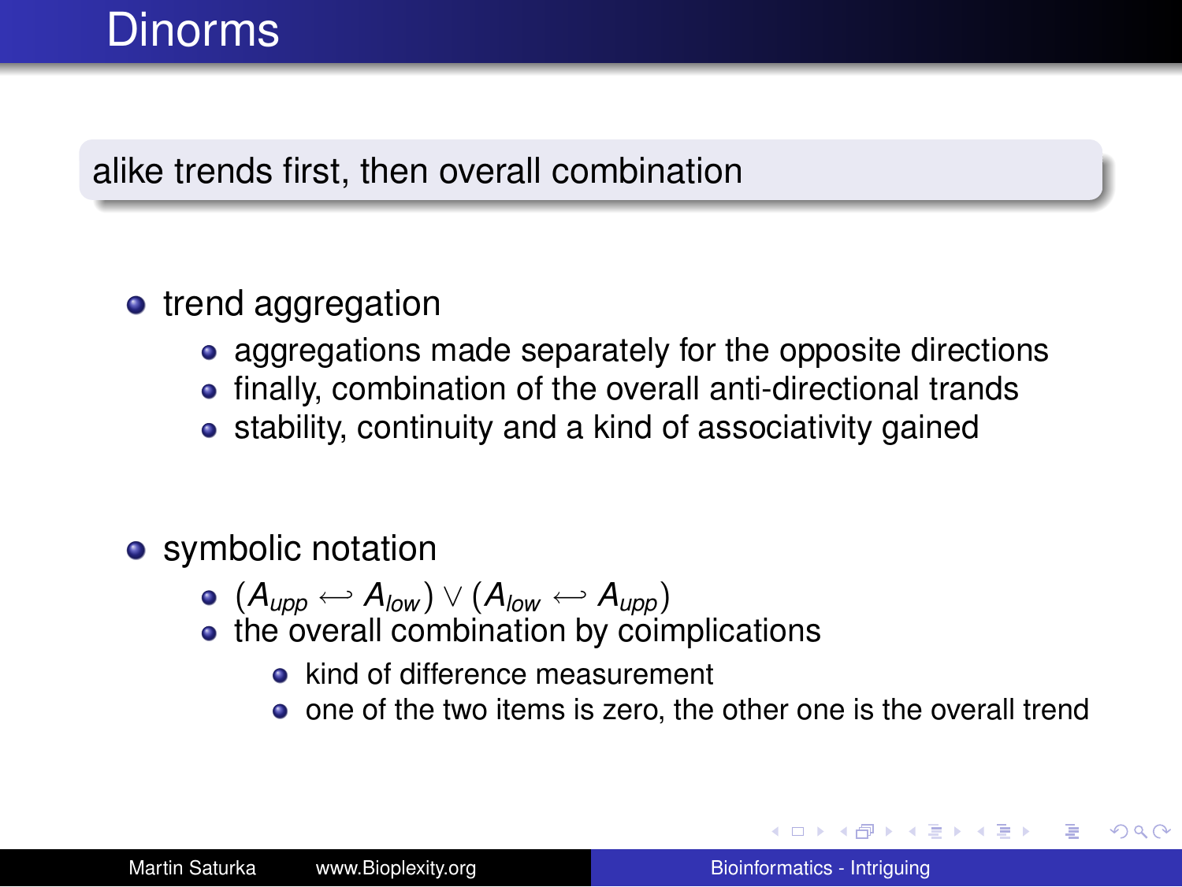# Dinorms

alike trends first, then overall combination

- trend aggregation
  - aggregations made separately for the opposite directions
  - finally, combination of the overall anti-directional trands
  - stability, continuity and a kind of associativity gained

- symbolic notation
  - $(A_{upp} \hookleftarrow A_{low}) \vee (A_{low} \hookleftarrow A_{upp})$
  - the overall combination by coimplications
    - kind of difference measurement
    - one of the two items is zero, the other one is the overall trend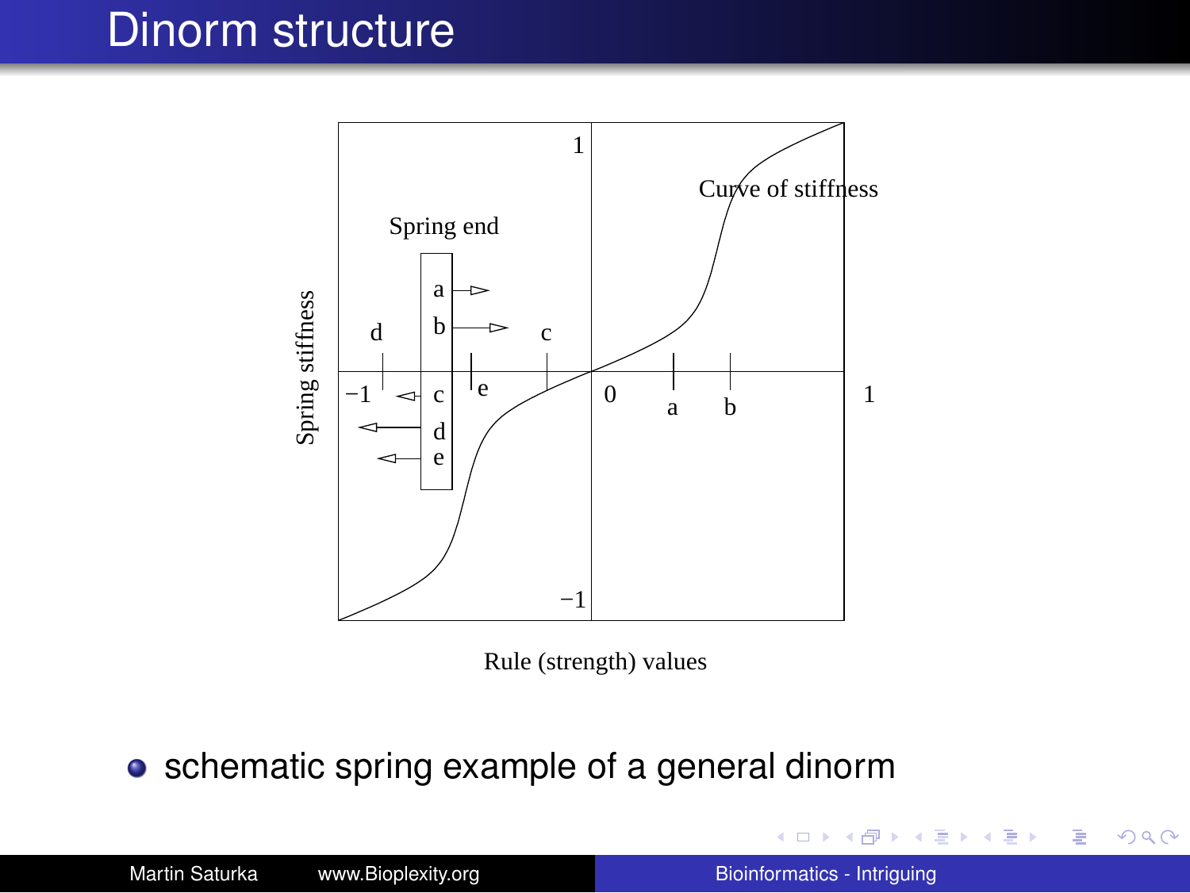# Dinorm structure

Spring end

Curve of stiffness

Spring stiffness

Rule (strength) values

- schematic spring example of a general dinorm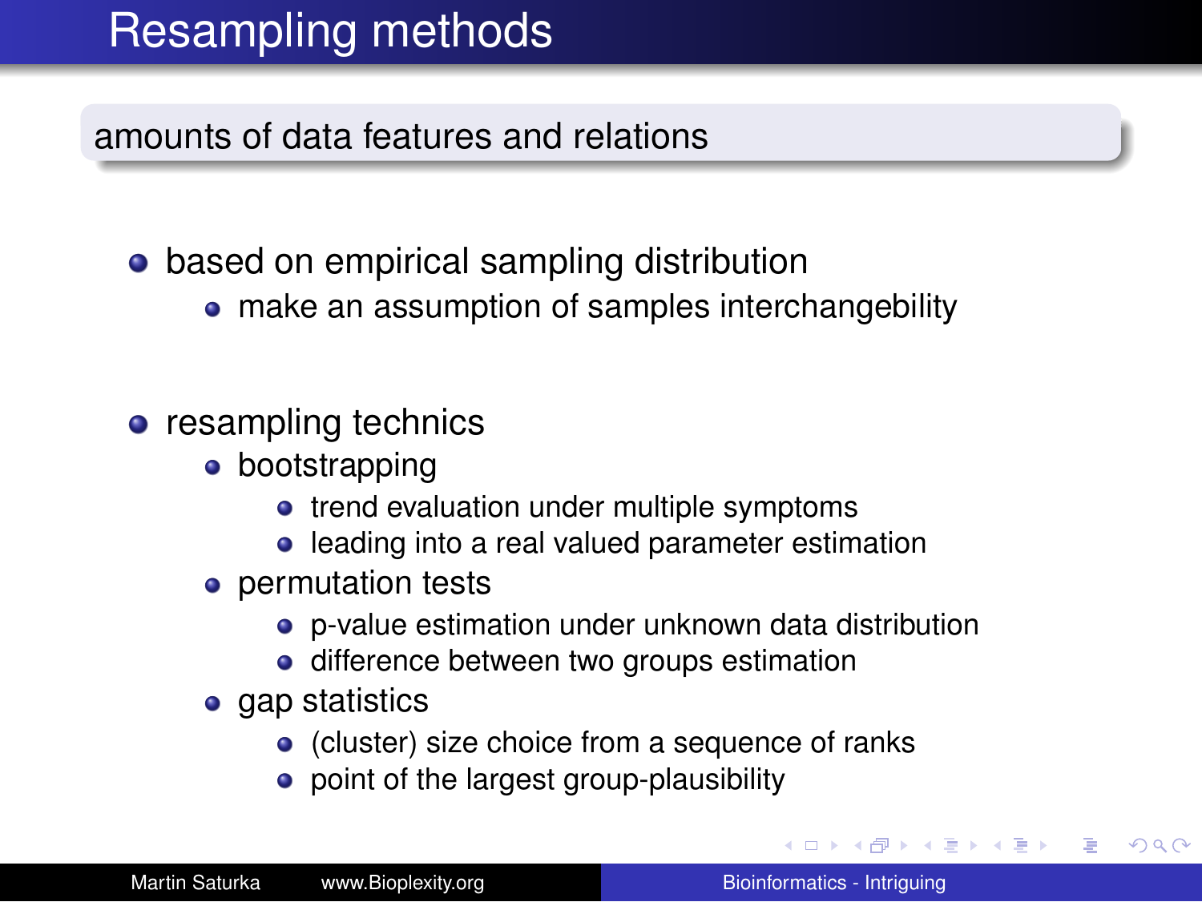# Resampling methods

**amounts of data features and relations**

- based on empirical sampling distribution
  - make an assumption of samples interchangebility
- resampling technics
  - bootstrapping
    - trend evaluation under multiple symptoms
    - leading into a real valued parameter estimation
  - permutation tests
    - p-value estimation under unknown data distribution
    - difference between two groups estimation
  - gap statistics
    - (cluster) size choice from a sequence of ranks
    - point of the largest group-plausibility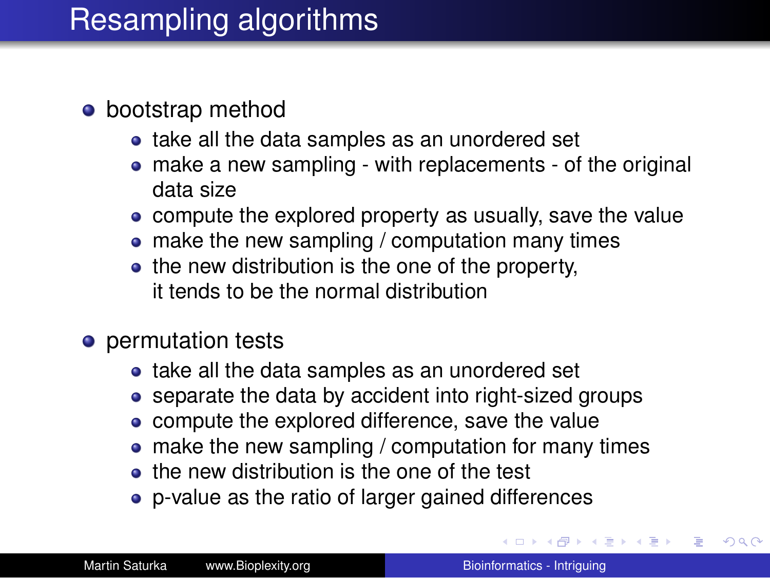# Resampling algorithms

- bootstrap method
  - take all the data samples as an unordered set
  - make a new sampling - with replacements - of the original data size
  - compute the explored property as usually, save the value
  - make the new sampling / computation many times
  - the new distribution is the one of the property, it tends to be the normal distribution
- permutation tests
  - take all the data samples as an unordered set
  - separate the data by accident into right-sized groups
  - compute the explored difference, save the value
  - make the new sampling / computation for many times
  - the new distribution is the one of the test
  - p-value as the ratio of larger gained differences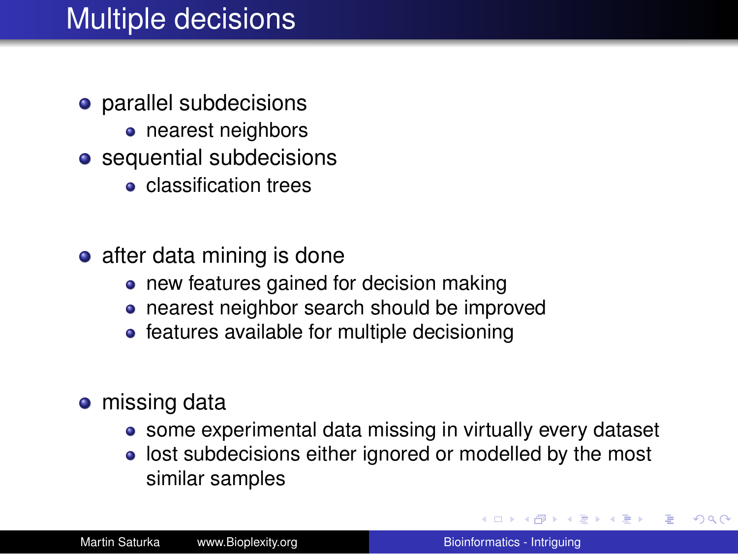# Multiple decisions

- parallel subdecisions
  - nearest neighbors
- sequential subdecisions
  - classification trees

- after data mining is done
  - new features gained for decision making
  - nearest neighbor search should be improved
  - features available for multiple decisioning

- missing data
  - some experimental data missing in virtually every dataset
  - lost subdecisions either ignored or modelled by the most similar samples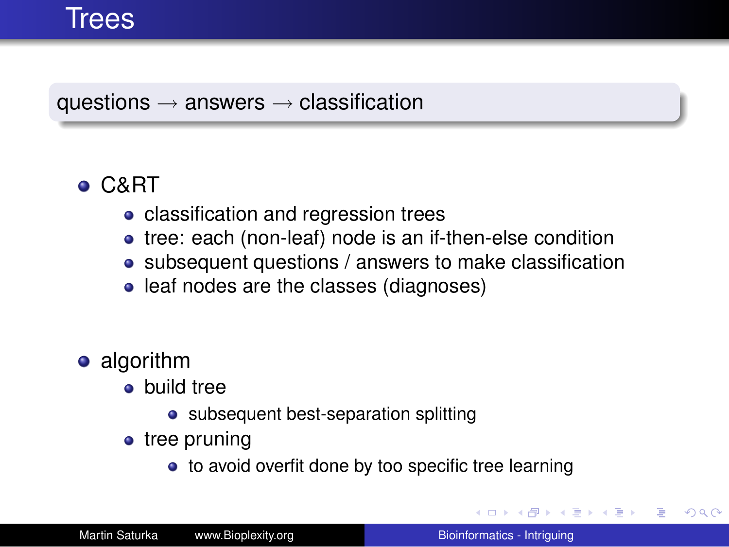# Trees

questions → answers → classification

- C&RT
  - classification and regression trees
  - tree: each (non-leaf) node is an if-then-else condition
  - subsequent questions / answers to make classification
  - leaf nodes are the classes (diagnoses)

- algorithm
  - build tree
    - subsequent best-separation splitting
  - tree pruning
    - to avoid overfit done by too specific tree learning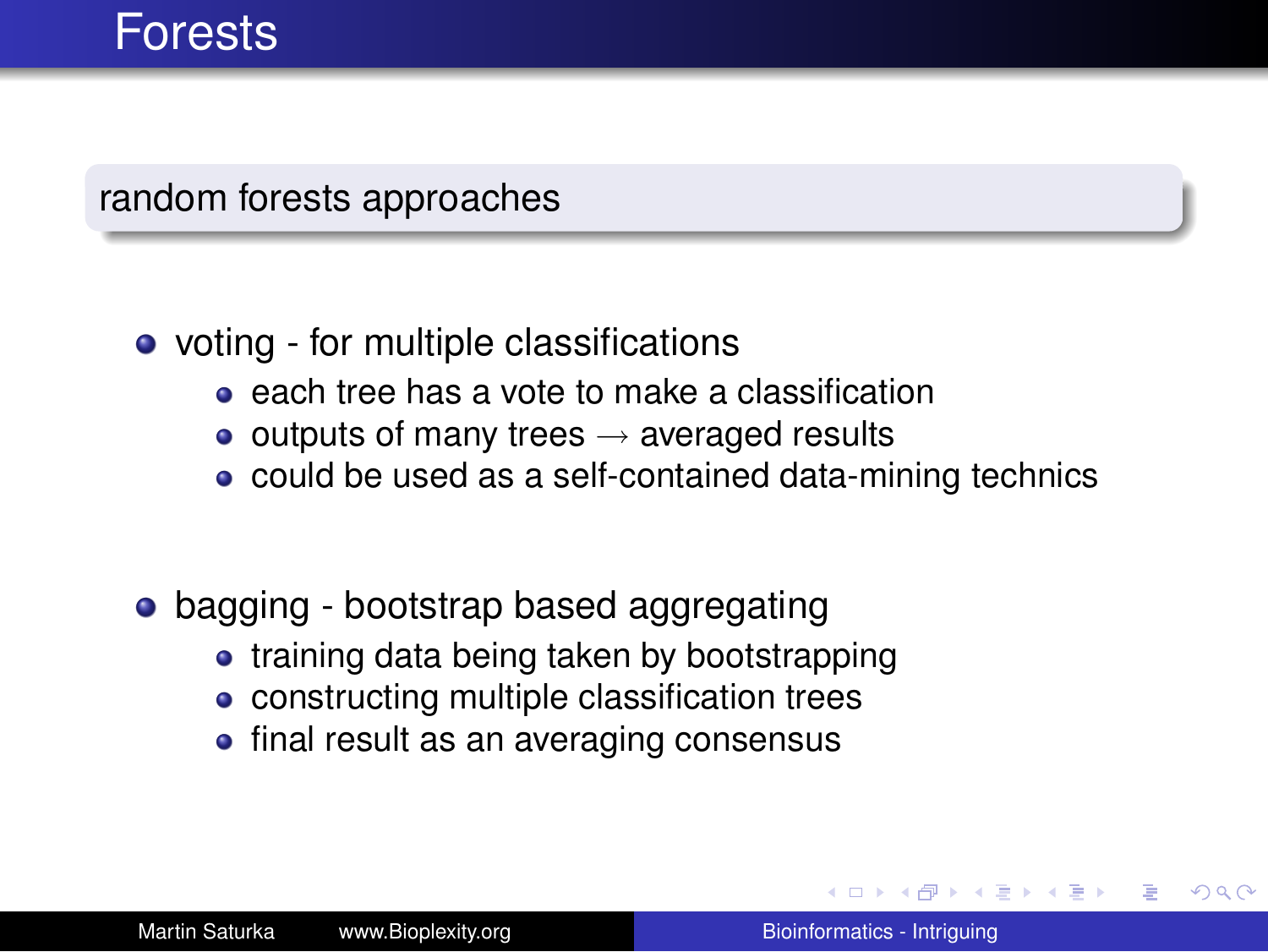# Forests

## random forests approaches

- voting - for multiple classifications
  - each tree has a vote to make a classification
  - outputs of many trees $\rightarrow$ averaged results
  - could be used as a self-contained data-mining technics
- bagging - bootstrap based aggregating
  - training data being taken by bootstrapping
  - constructing multiple classification trees
  - final result as an averaging consensus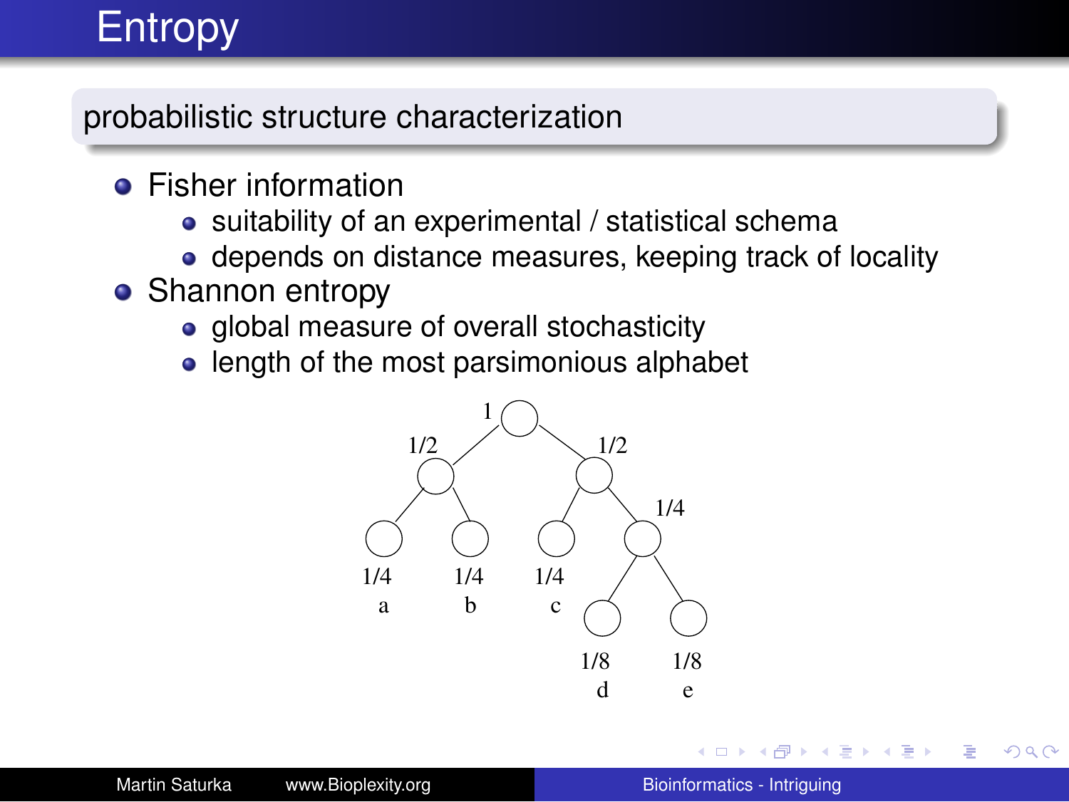# Entropy

## probabilistic structure characterization

- Fisher information
  - suitability of an experimental / statistical schema
  - depends on distance measures, keeping track of locality
- Shannon entropy
  - global measure of overall stochasticity
  - length of the most parsimonious alphabet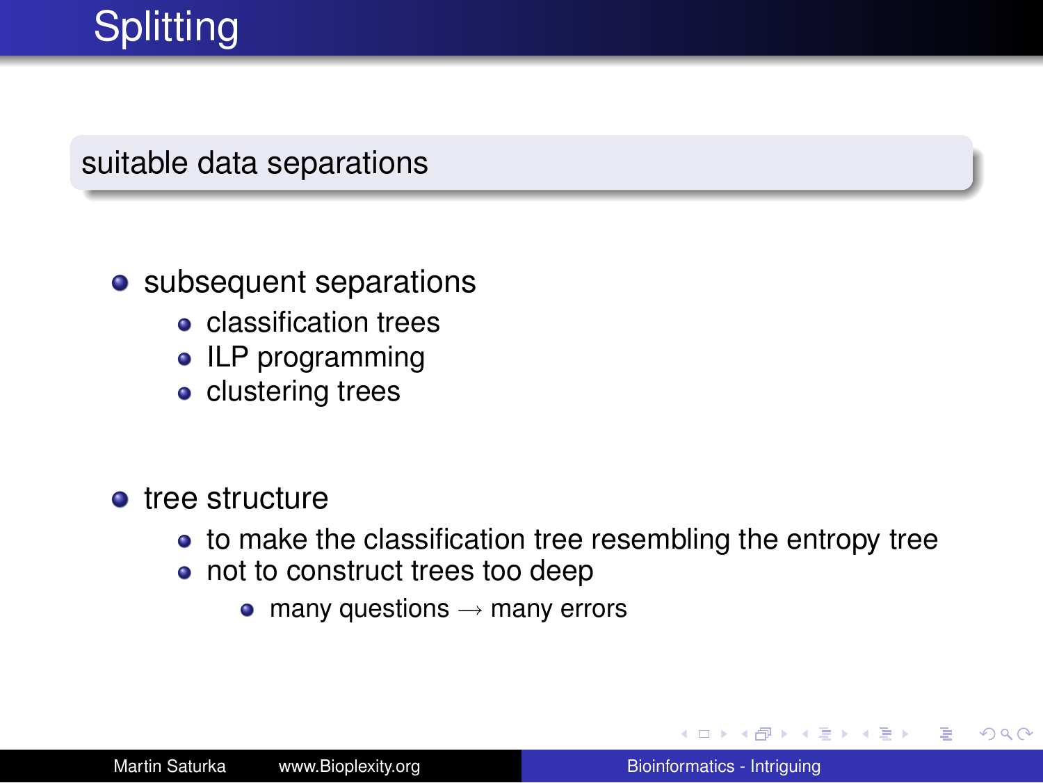# Splitting

**suitable data separations**

- subsequent separations
  - classification trees
  - ILP programming
  - clustering trees
- tree structure
  - to make the classification tree resembling the entropy tree
  - not to construct trees too deep
    - many questions $\rightarrow$ many errors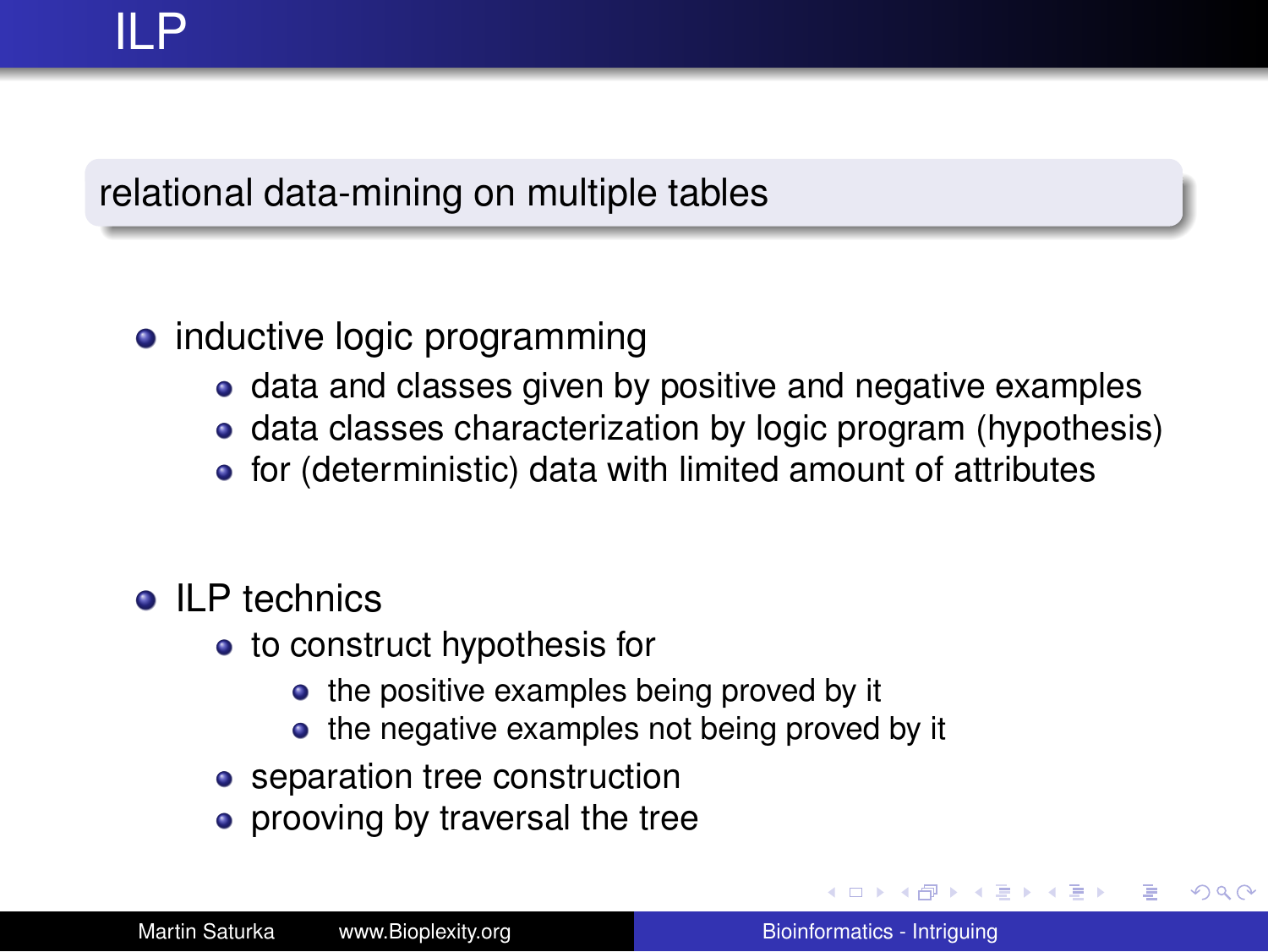# ILP

**relational data-mining on multiple tables**

- inductive logic programming
  - data and classes given by positive and negative examples
  - data classes characterization by logic program (hypothesis)
  - for (deterministic) data with limited amount of attributes

- ILP technics
  - to construct hypothesis for
    - the positive examples being proved by it
    - the negative examples not being proved by it
  - separation tree construction
  - prooving by traversal the tree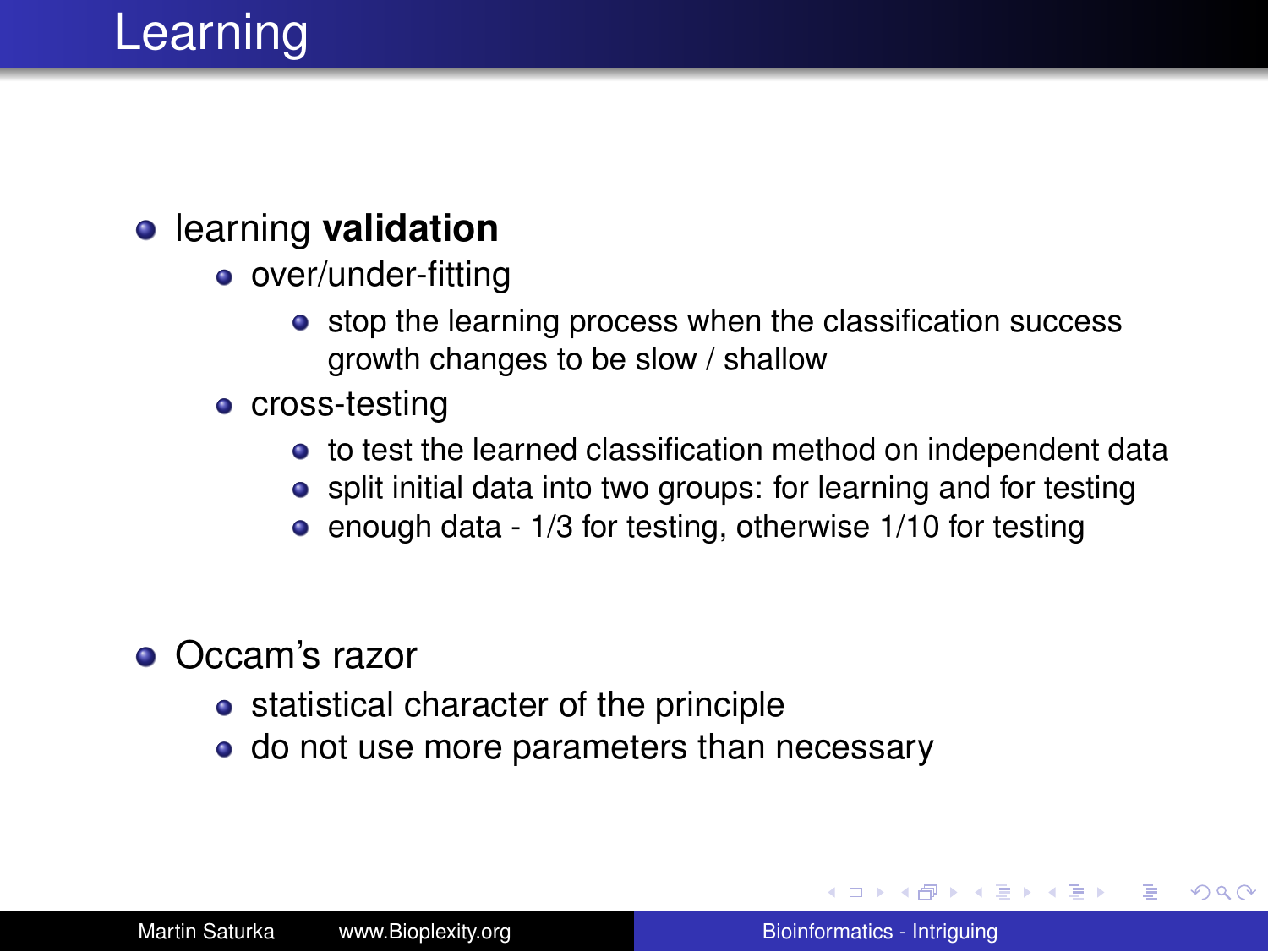# Learning

- learning **validation**
  - over/under-fitting
    - stop the learning process when the classification success growth changes to be slow / shallow
  - cross-testing
    - to test the learned classification method on independent data
    - split initial data into two groups: for learning and for testing
    - enough data - 1/3 for testing, otherwise 1/10 for testing
- Occam's razor
  - statistical character of the principle
  - do not use more parameters than necessary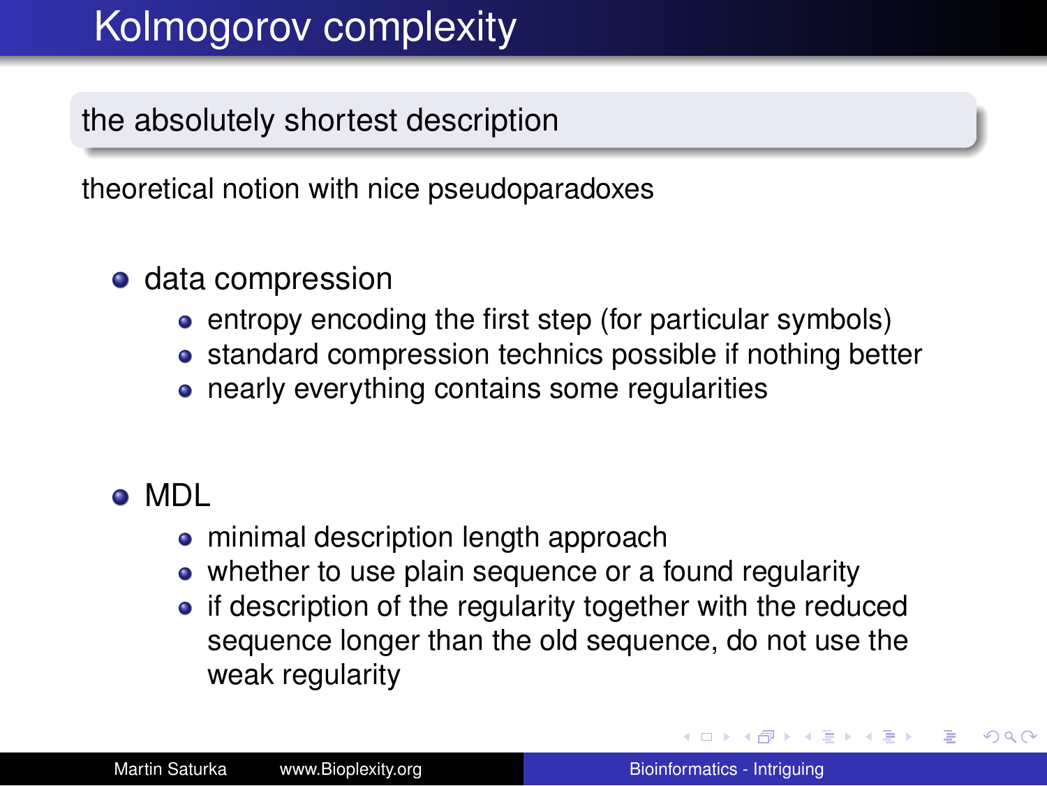# Kolmogorov complexity

## the absolutely shortest description

theoretical notion with nice pseudoparadoxes

- data compression
  - entropy encoding the first step (for particular symbols)
  - standard compression technics possible if nothing better
  - nearly everything contains some regularities

- MDL
  - minimal description length approach
  - whether to use plain sequence or a found regularity
  - if description of the regularity together with the reduced sequence longer than the old sequence, do not use the weak regularity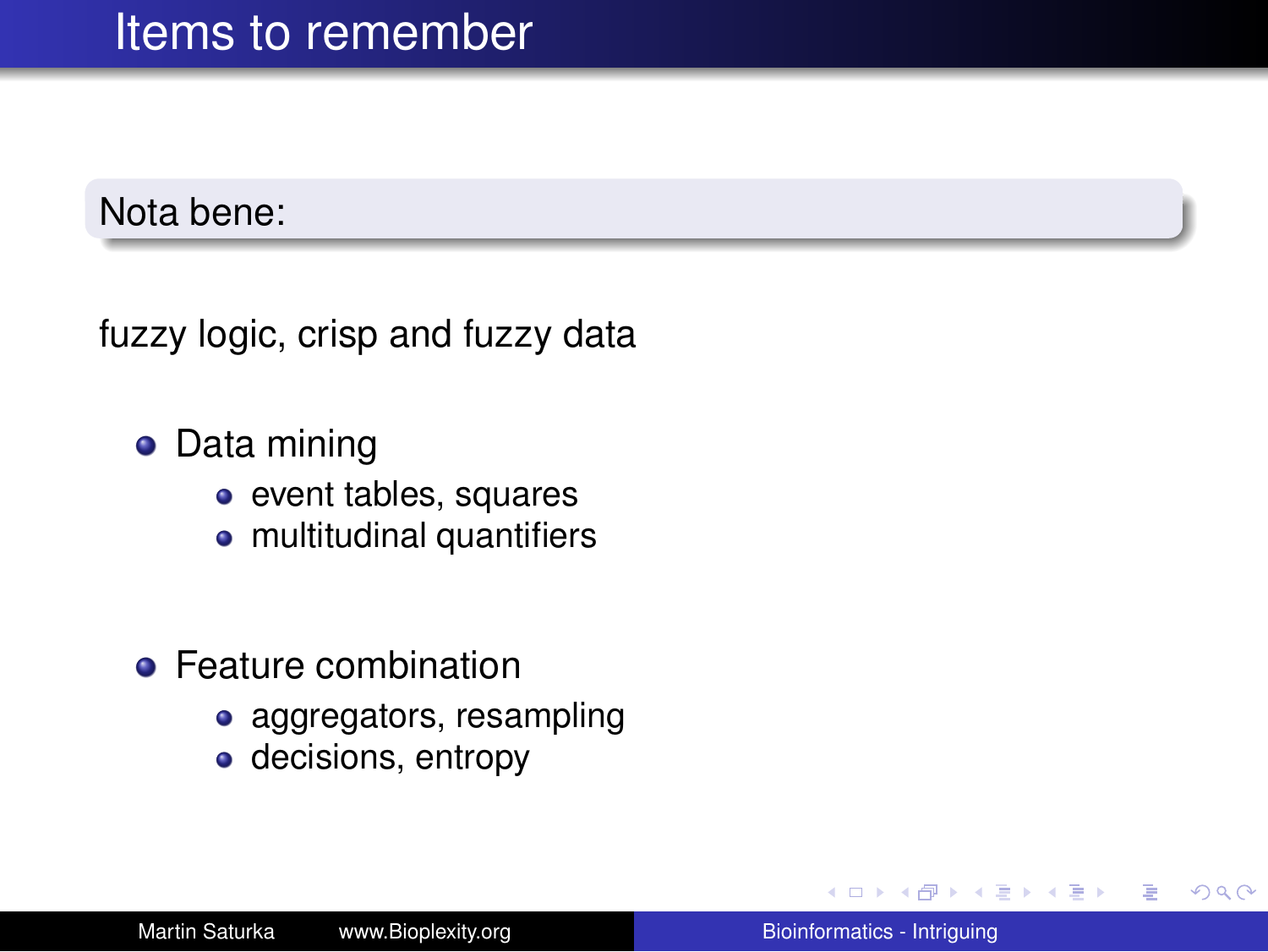# Items to remember

**Nota bene:**

fuzzy logic, crisp and fuzzy data

- Data mining
  - event tables, squares
  - multitudinal quantifiers

- Feature combination
  - aggregators, resampling
  - decisions, entropy